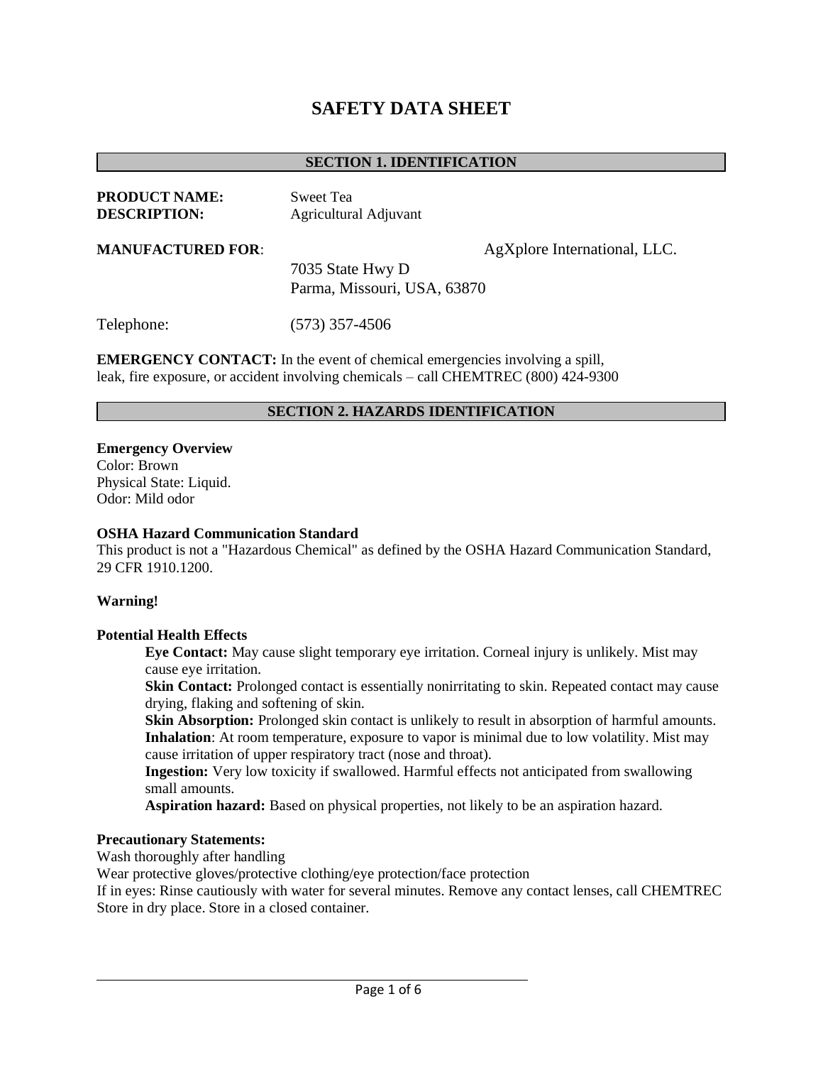# SAFETY DATA SHEET

## SECTION 1. IDENTIFICATION

**PRODUCT NAME:** Sweet Tea
**DESCRIPTION:** Agricultural Adjuvant

**MANUFACTURED FOR**: AgXplore International, LLC.
7035 State Hwy D
Parma, Missouri, USA, 63870

Telephone: (573) 357-4506

**EMERGENCY CONTACT:** In the event of chemical emergencies involving a spill, leak, fire exposure, or accident involving chemicals – call CHEMTREC (800) 424-9300

## SECTION 2. HAZARDS IDENTIFICATION

**Emergency Overview**
Color: Brown
Physical State: Liquid.
Odor: Mild odor

**OSHA Hazard Communication Standard**
This product is not a "Hazardous Chemical" as defined by the OSHA Hazard Communication Standard, 29 CFR 1910.1200.

**Warning!**

**Potential Health Effects**

- **Eye Contact:** May cause slight temporary eye irritation. Corneal injury is unlikely. Mist may cause eye irritation.
- **Skin Contact:** Prolonged contact is essentially nonirritating to skin. Repeated contact may cause drying, flaking and softening of skin.
- **Skin Absorption:** Prolonged skin contact is unlikely to result in absorption of harmful amounts.
- **Inhalation**: At room temperature, exposure to vapor is minimal due to low volatility. Mist may cause irritation of upper respiratory tract (nose and throat).
- **Ingestion:** Very low toxicity if swallowed. Harmful effects not anticipated from swallowing small amounts.
- **Aspiration hazard:** Based on physical properties, not likely to be an aspiration hazard.

**Precautionary Statements:**
Wash thoroughly after handling
Wear protective gloves/protective clothing/eye protection/face protection
If in eyes: Rinse cautiously with water for several minutes. Remove any contact lenses, call CHEMTREC
Store in dry place. Store in a closed container.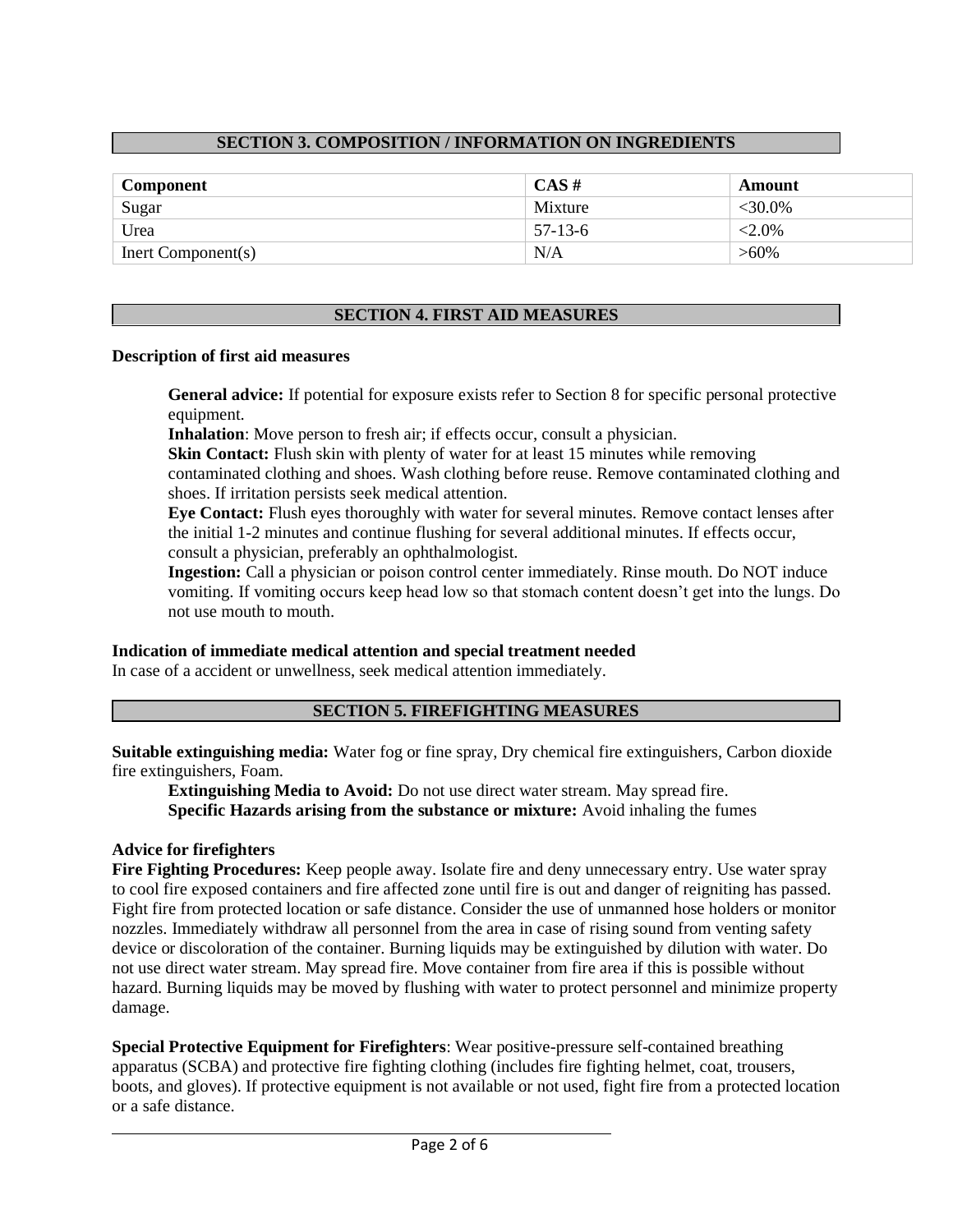## SECTION 3. COMPOSITION / INFORMATION ON INGREDIENTS

| Component | CAS # | Amount |
|---|---|---|
| Sugar | Mixture | <30.0% |
| Urea | 57-13-6 | <2.0% |
| Inert Component(s) | N/A | >60% |

## SECTION 4. FIRST AID MEASURES

**Description of first aid measures**

**General advice:** If potential for exposure exists refer to Section 8 for specific personal protective equipment.

**Inhalation**: Move person to fresh air; if effects occur, consult a physician.

**Skin Contact:** Flush skin with plenty of water for at least 15 minutes while removing contaminated clothing and shoes. Wash clothing before reuse. Remove contaminated clothing and shoes. If irritation persists seek medical attention.

**Eye Contact:** Flush eyes thoroughly with water for several minutes. Remove contact lenses after the initial 1-2 minutes and continue flushing for several additional minutes. If effects occur, consult a physician, preferably an ophthalmologist.

**Ingestion:** Call a physician or poison control center immediately. Rinse mouth. Do NOT induce vomiting. If vomiting occurs keep head low so that stomach content doesn't get into the lungs. Do not use mouth to mouth.

**Indication of immediate medical attention and special treatment needed**

In case of a accident or unwellness, seek medical attention immediately.

## SECTION 5. FIREFIGHTING MEASURES

**Suitable extinguishing media:** Water fog or fine spray, Dry chemical fire extinguishers, Carbon dioxide fire extinguishers, Foam.

**Extinguishing Media to Avoid:** Do not use direct water stream. May spread fire.

**Specific Hazards arising from the substance or mixture:** Avoid inhaling the fumes

**Advice for firefighters**

**Fire Fighting Procedures:** Keep people away. Isolate fire and deny unnecessary entry. Use water spray to cool fire exposed containers and fire affected zone until fire is out and danger of reigniting has passed. Fight fire from protected location or safe distance. Consider the use of unmanned hose holders or monitor nozzles. Immediately withdraw all personnel from the area in case of rising sound from venting safety device or discoloration of the container. Burning liquids may be extinguished by dilution with water. Do not use direct water stream. May spread fire. Move container from fire area if this is possible without hazard. Burning liquids may be moved by flushing with water to protect personnel and minimize property damage.

**Special Protective Equipment for Firefighters**: Wear positive-pressure self-contained breathing apparatus (SCBA) and protective fire fighting clothing (includes fire fighting helmet, coat, trousers, boots, and gloves). If protective equipment is not available or not used, fight fire from a protected location or a safe distance.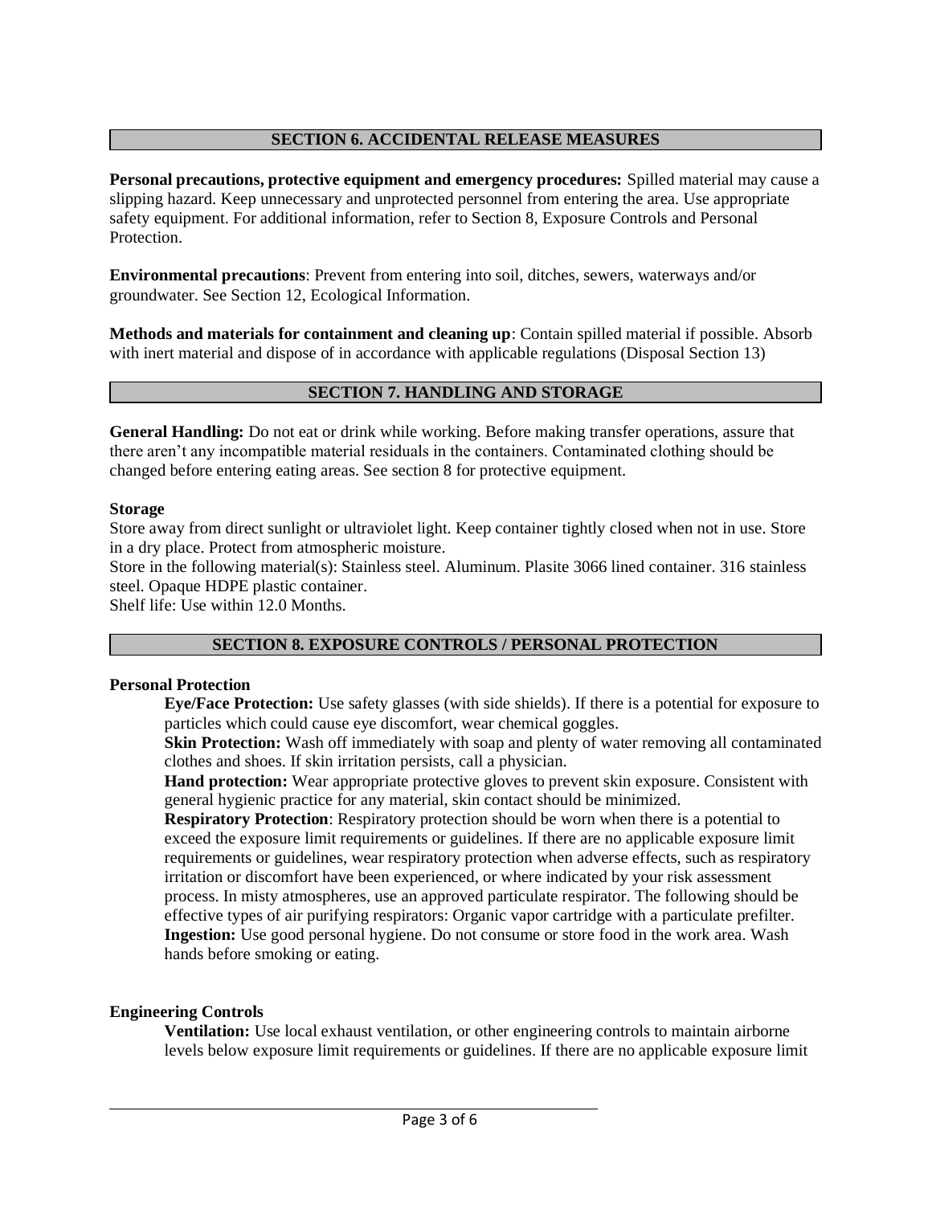## SECTION 6. ACCIDENTAL RELEASE MEASURES

**Personal precautions, protective equipment and emergency procedures:** Spilled material may cause a slipping hazard. Keep unnecessary and unprotected personnel from entering the area. Use appropriate safety equipment. For additional information, refer to Section 8, Exposure Controls and Personal Protection.

**Environmental precautions**: Prevent from entering into soil, ditches, sewers, waterways and/or groundwater. See Section 12, Ecological Information.

**Methods and materials for containment and cleaning up**: Contain spilled material if possible. Absorb with inert material and dispose of in accordance with applicable regulations (Disposal Section 13)

## SECTION 7. HANDLING AND STORAGE

**General Handling:** Do not eat or drink while working. Before making transfer operations, assure that there aren't any incompatible material residuals in the containers. Contaminated clothing should be changed before entering eating areas. See section 8 for protective equipment.

**Storage**

Store away from direct sunlight or ultraviolet light. Keep container tightly closed when not in use. Store in a dry place. Protect from atmospheric moisture.

Store in the following material(s): Stainless steel. Aluminum. Plasite 3066 lined container. 316 stainless steel. Opaque HDPE plastic container.

Shelf life: Use within 12.0 Months.

## SECTION 8. EXPOSURE CONTROLS / PERSONAL PROTECTION

**Personal Protection**

**Eye/Face Protection:** Use safety glasses (with side shields). If there is a potential for exposure to particles which could cause eye discomfort, wear chemical goggles.

**Skin Protection:** Wash off immediately with soap and plenty of water removing all contaminated clothes and shoes. If skin irritation persists, call a physician.

**Hand protection:** Wear appropriate protective gloves to prevent skin exposure. Consistent with general hygienic practice for any material, skin contact should be minimized.

**Respiratory Protection**: Respiratory protection should be worn when there is a potential to exceed the exposure limit requirements or guidelines. If there are no applicable exposure limit requirements or guidelines, wear respiratory protection when adverse effects, such as respiratory irritation or discomfort have been experienced, or where indicated by your risk assessment process. In misty atmospheres, use an approved particulate respirator. The following should be effective types of air purifying respirators: Organic vapor cartridge with a particulate prefilter.

**Ingestion:** Use good personal hygiene. Do not consume or store food in the work area. Wash hands before smoking or eating.

**Engineering Controls**

**Ventilation:** Use local exhaust ventilation, or other engineering controls to maintain airborne levels below exposure limit requirements or guidelines. If there are no applicable exposure limit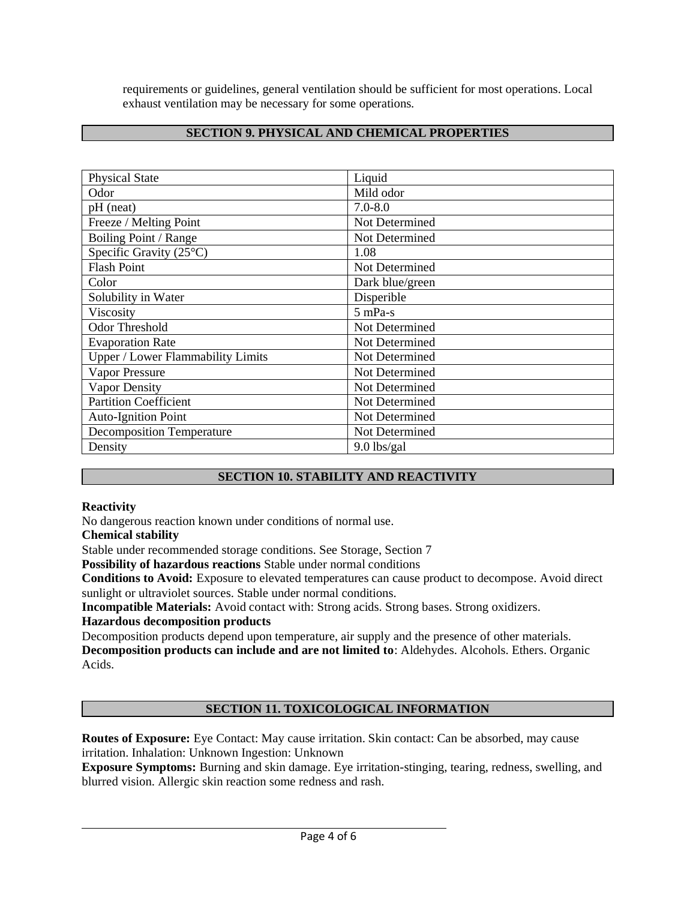requirements or guidelines, general ventilation should be sufficient for most operations. Local exhaust ventilation may be necessary for some operations.

## SECTION 9. PHYSICAL AND CHEMICAL PROPERTIES

| Physical State | Liquid |
|---|---|
| Odor | Mild odor |
| pH (neat) | 7.0-8.0 |
| Freeze / Melting Point | Not Determined |
| Boiling Point / Range | Not Determined |
| Specific Gravity (25°C) | 1.08 |
| Flash Point | Not Determined |
| Color | Dark blue/green |
| Solubility in Water | Disperible |
| Viscosity | 5 mPa-s |
| Odor Threshold | Not Determined |
| Evaporation Rate | Not Determined |
| Upper / Lower Flammability Limits | Not Determined |
| Vapor Pressure | Not Determined |
| Vapor Density | Not Determined |
| Partition Coefficient | Not Determined |
| Auto-Ignition Point | Not Determined |
| Decomposition Temperature | Not Determined |
| Density | 9.0 lbs/gal |

## SECTION 10. STABILITY AND REACTIVITY

**Reactivity**

No dangerous reaction known under conditions of normal use.

**Chemical stability**

Stable under recommended storage conditions. See Storage, Section 7

**Possibility of hazardous reactions** Stable under normal conditions

**Conditions to Avoid:** Exposure to elevated temperatures can cause product to decompose. Avoid direct sunlight or ultraviolet sources. Stable under normal conditions.

**Incompatible Materials:** Avoid contact with: Strong acids. Strong bases. Strong oxidizers.

**Hazardous decomposition products**

Decomposition products depend upon temperature, air supply and the presence of other materials.

**Decomposition products can include and are not limited to**: Aldehydes. Alcohols. Ethers. Organic Acids.

## SECTION 11. TOXICOLOGICAL INFORMATION

**Routes of Exposure:** Eye Contact: May cause irritation. Skin contact: Can be absorbed, may cause irritation. Inhalation: Unknown Ingestion: Unknown

**Exposure Symptoms:** Burning and skin damage. Eye irritation-stinging, tearing, redness, swelling, and blurred vision. Allergic skin reaction some redness and rash.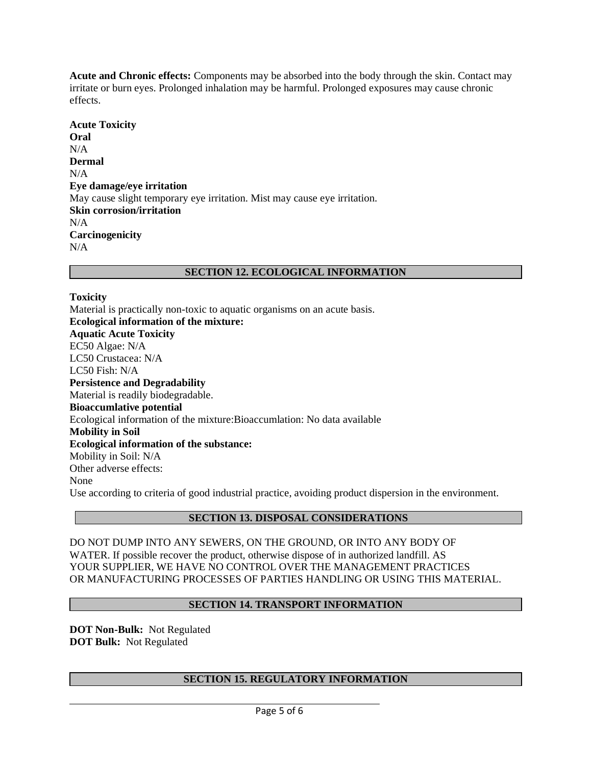**Acute and Chronic effects:** Components may be absorbed into the body through the skin. Contact may irritate or burn eyes. Prolonged inhalation may be harmful. Prolonged exposures may cause chronic effects.

**Acute Toxicity**
**Oral**
N/A
**Dermal**
N/A
**Eye damage/eye irritation**
May cause slight temporary eye irritation. Mist may cause eye irritation.
**Skin corrosion/irritation**
N/A
**Carcinogenicity**
N/A

## SECTION 12. ECOLOGICAL INFORMATION

**Toxicity**
Material is practically non-toxic to aquatic organisms on an acute basis.
**Ecological information of the mixture:**
**Aquatic Acute Toxicity**
EC50 Algae: N/A
LC50 Crustacea: N/A
LC50 Fish: N/A
**Persistence and Degradability**
Material is readily biodegradable.
**Bioaccumlative potential**
Ecological information of the mixture:Bioaccumlation: No data available
**Mobility in Soil**
**Ecological information of the substance:**
Mobility in Soil: N/A
Other adverse effects:
None
Use according to criteria of good industrial practice, avoiding product dispersion in the environment.

## SECTION 13. DISPOSAL CONSIDERATIONS

DO NOT DUMP INTO ANY SEWERS, ON THE GROUND, OR INTO ANY BODY OF WATER. If possible recover the product, otherwise dispose of in authorized landfill. AS YOUR SUPPLIER, WE HAVE NO CONTROL OVER THE MANAGEMENT PRACTICES OR MANUFACTURING PROCESSES OF PARTIES HANDLING OR USING THIS MATERIAL.

## SECTION 14. TRANSPORT INFORMATION

**DOT Non-Bulk:** Not Regulated
**DOT Bulk:** Not Regulated

## SECTION 15. REGULATORY INFORMATION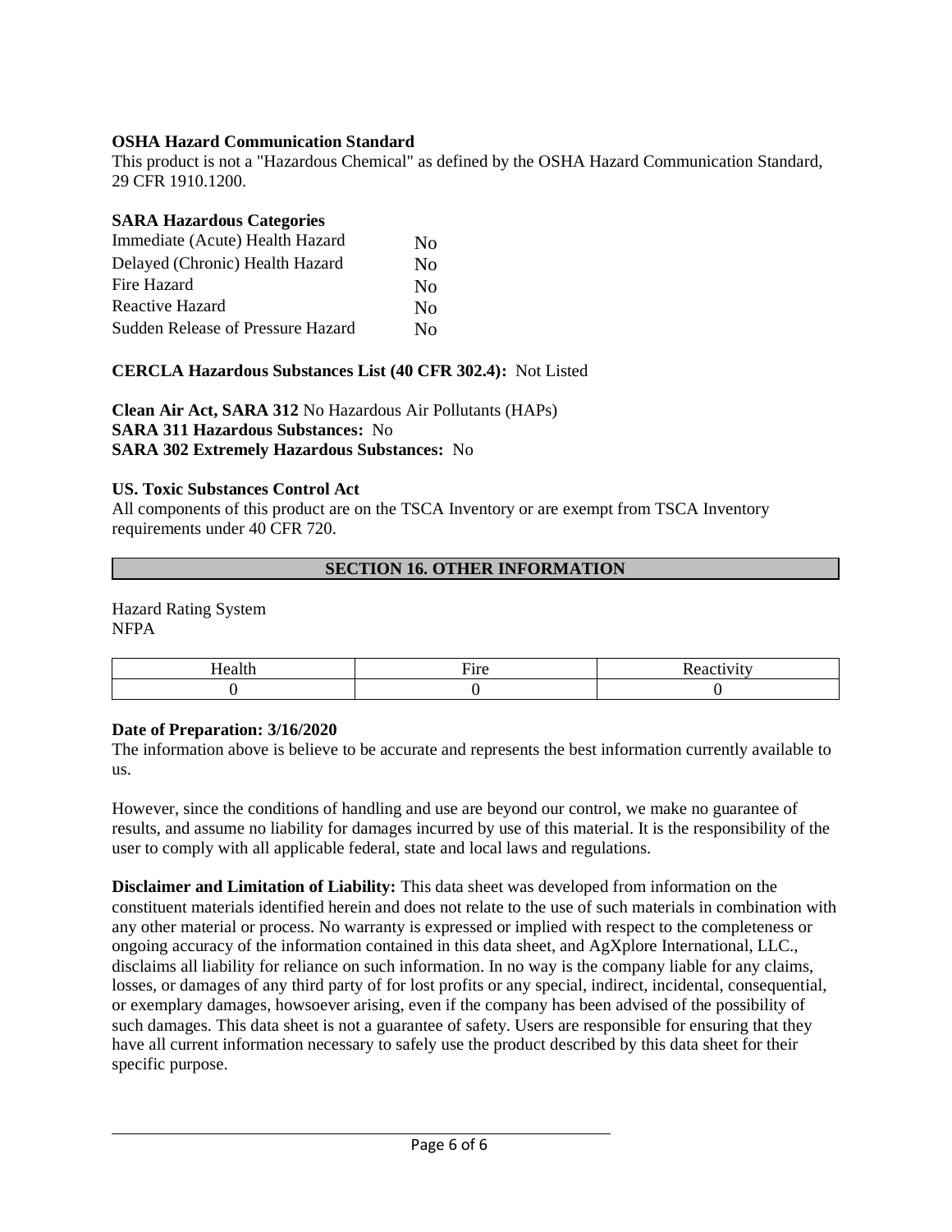**OSHA Hazard Communication Standard**
This product is not a "Hazardous Chemical" as defined by the OSHA Hazard Communication Standard, 29 CFR 1910.1200.

**SARA Hazardous Categories**

| | |
|---|---|
| Immediate (Acute) Health Hazard | No |
| Delayed (Chronic) Health Hazard | No |
| Fire Hazard | No |
| Reactive Hazard | No |
| Sudden Release of Pressure Hazard | No |

**CERCLA Hazardous Substances List (40 CFR 302.4):** Not Listed

**Clean Air Act, SARA 312** No Hazardous Air Pollutants (HAPs)
**SARA 311 Hazardous Substances:** No
**SARA 302 Extremely Hazardous Substances:** No

**US. Toxic Substances Control Act**
All components of this product are on the TSCA Inventory or are exempt from TSCA Inventory requirements under 40 CFR 720.

## SECTION 16. OTHER INFORMATION

Hazard Rating System
NFPA

| Health | Fire | Reactivity |
|---|---|---|
| 0 | 0 | 0 |

**Date of Preparation: 3/16/2020**
The information above is believe to be accurate and represents the best information currently available to us.

However, since the conditions of handling and use are beyond our control, we make no guarantee of results, and assume no liability for damages incurred by use of this material. It is the responsibility of the user to comply with all applicable federal, state and local laws and regulations.

**Disclaimer and Limitation of Liability:** This data sheet was developed from information on the constituent materials identified herein and does not relate to the use of such materials in combination with any other material or process. No warranty is expressed or implied with respect to the completeness or ongoing accuracy of the information contained in this data sheet, and AgXplore International, LLC., disclaims all liability for reliance on such information. In no way is the company liable for any claims, losses, or damages of any third party of for lost profits or any special, indirect, incidental, consequential, or exemplary damages, howsoever arising, even if the company has been advised of the possibility of such damages. This data sheet is not a guarantee of safety. Users are responsible for ensuring that they have all current information necessary to safely use the product described by this data sheet for their specific purpose.